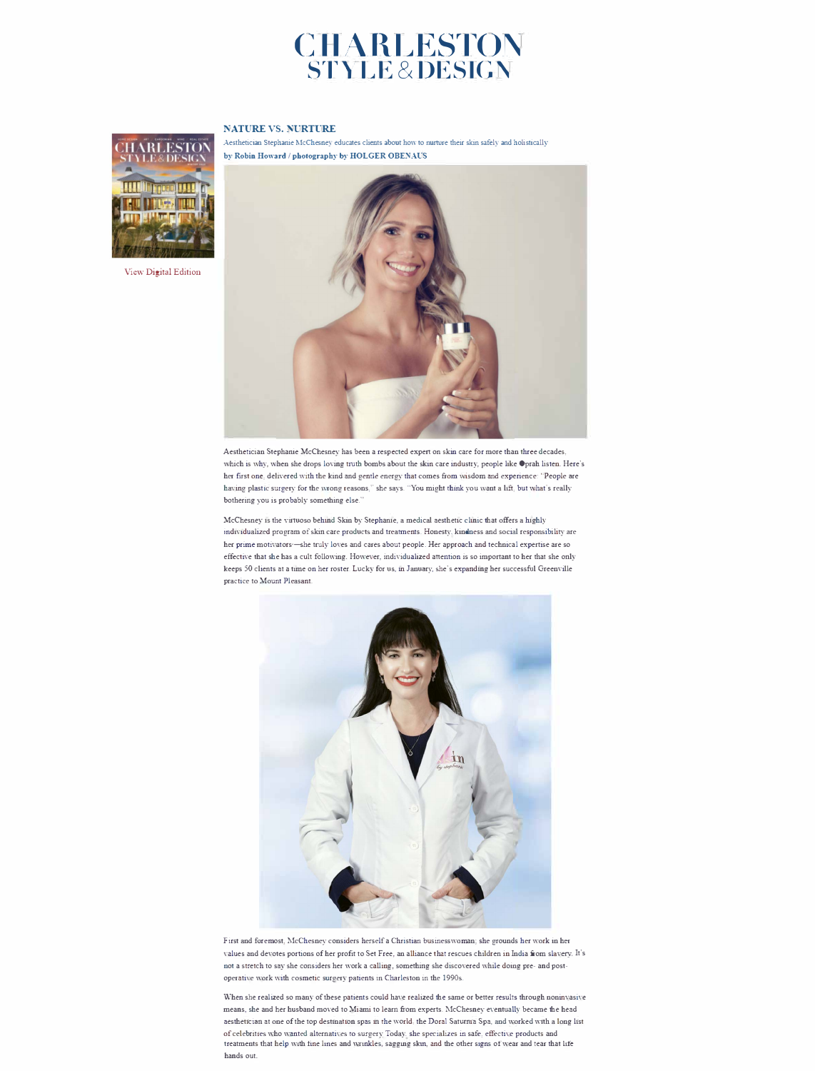# CHARLESTON STYLE & DESIGN

View Digital Edition

## NATURE VS. NURTURE

Aesthetician Stephanie McChesney educates clients about how to nurture their skin safely and holistically

**by Robin Howard / photography by HOLGER OBENAUS**

Aesthetician Stephanie McChesney has been a respected expert on skin care for more than three decades, which is why, when she drops loving truth bombs about the skin care industry, people like Oprah listen. Here's her first one, delivered with the kind and gentle energy that comes from wisdom and experience: "People are having plastic surgery for the wrong reasons," she says. "You might think you want a lift, but what's really bothering you is probably something else."

McChesney is the virtuoso behind Skin by Stephanie, a medical aesthetic clinic that offers a highly individualized program of skin care products and treatments. Honesty, kindness and social responsibility are her prime motivators—she truly loves and cares about people. Her approach and technical expertise are so effective that she has a cult following. However, individualized attention is so important to her that she only keeps 50 clients at a time on her roster. Lucky for us, in January, she's expanding her successful Greenville practice to Mount Pleasant.

First and foremost, McChesney considers herself a Christian businesswoman; she grounds her work in her values and devotes portions of her profit to Set Free, an alliance that rescues children in India from slavery. It's not a stretch to say she considers her work a calling, something she discovered while doing pre- and post-operative work with cosmetic surgery patients in Charleston in the 1990s.

When she realized so many of these patients could have realized the same or better results through noninvasive means, she and her husband moved to Miami to learn from experts. McChesney eventually became the head aesthetician at one of the top destination spas in the world, the Doral Saturnia Spa, and worked with a long list of celebrities who wanted alternatives to surgery. Today, she specializes in safe, effective products and treatments that help with fine lines and wrinkles, sagging skin, and the other signs of wear and tear that life hands out.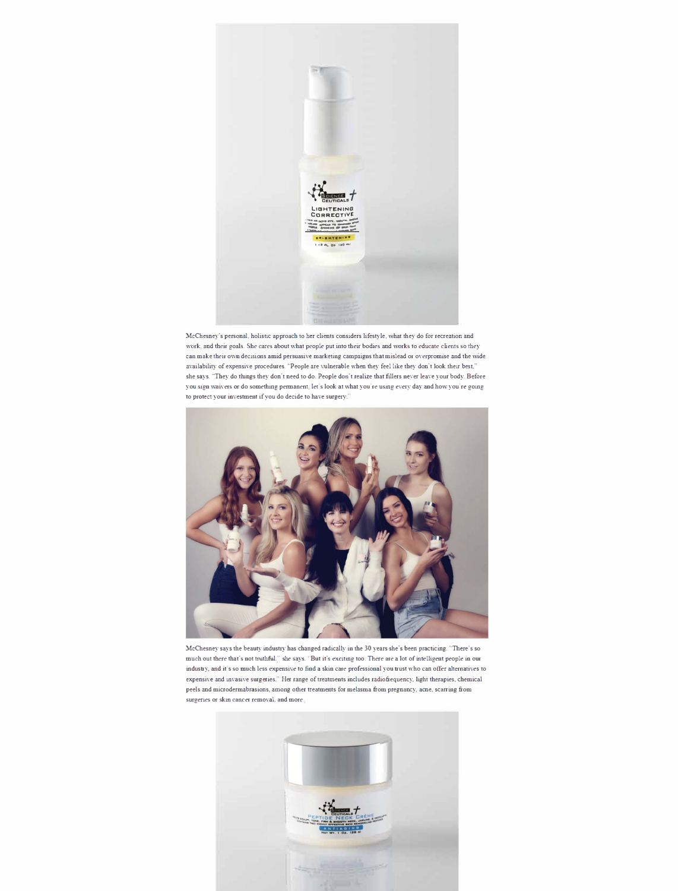McChesney's personal, holistic approach to her clients considers lifestyle, what they do for recreation and work, and their goals. She cares about what people put into their bodies and works to educate clients so they can make their own decisions amid persuasive marketing campaigns that mislead or overpromise and the wide availability of expensive procedures. "People are vulnerable when they feel like they don't look their best," she says. "They do things they don't need to do. People don't realize that fillers never leave your body. Before you sign waivers or do something permanent, let's look at what you're using every day and how you're going to protect your investment if you do decide to have surgery."

McChesney says the beauty industry has changed radically in the 30 years she's been practicing. "There's so much out there that's not truthful," she says. "But it's exciting too. There are a lot of intelligent people in our industry, and it's so much less expensive to find a skin care professional you trust who can offer alternatives to expensive and invasive surgeries." Her range of treatments includes radiofrequency, light therapies, chemical peels and microdermabrasions, among other treatments for melasma from pregnancy, acne, scarring from surgeries or skin cancer removal, and more.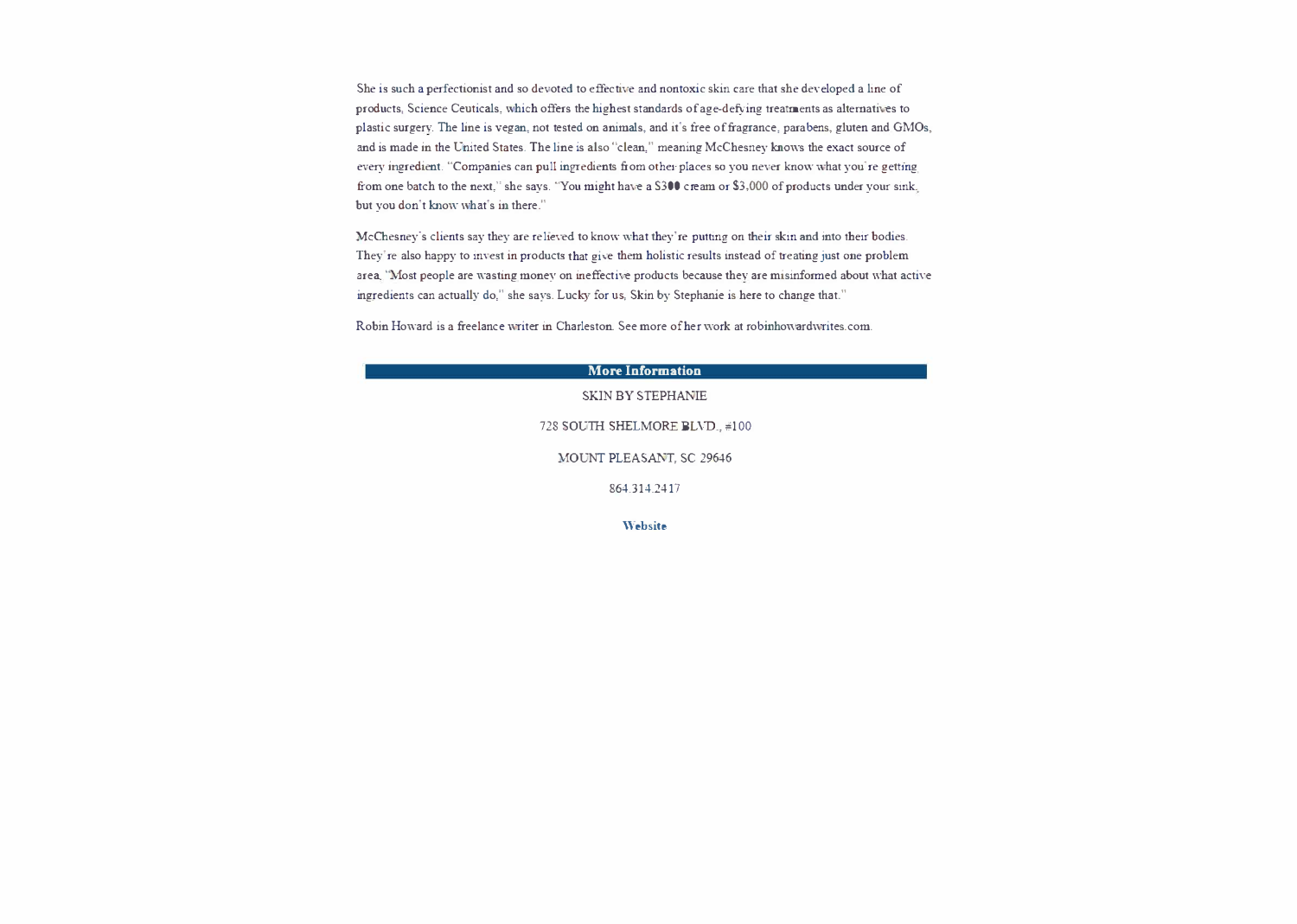She is such a perfectionist and so devoted to effective and nontoxic skin care that she developed a line of products, Science Ceuticals, which offers the highest standards of age-defying treatments as alternatives to plastic surgery. The line is vegan, not tested on animals, and it's free of fragrance, parabens, gluten and GMOs, and is made in the United States. The line is also "clean," meaning McChesney knows the exact source of every ingredient. "Companies can pull ingredients from other places so you never know what you're getting from one batch to the next," she says. "You might have a $300 cream or $3,000 of products under your sink, but you don't know what's in there."

McChesney's clients say they are relieved to know what they're putting on their skin and into their bodies. They're also happy to invest in products that give them holistic results instead of treating just one problem area. "Most people are wasting money on ineffective products because they are misinformed about what active ingredients can actually do," she says. Lucky for us, Skin by Stephanie is here to change that."

Robin Howard is a freelance writer in Charleston. See more of her work at robinhowardwrites.com.

## More Information

SKIN BY STEPHANIE

728 SOUTH SHELMORE BLVD., #100

MOUNT PLEASANT, SC 29646

864.314.2417

**Website**